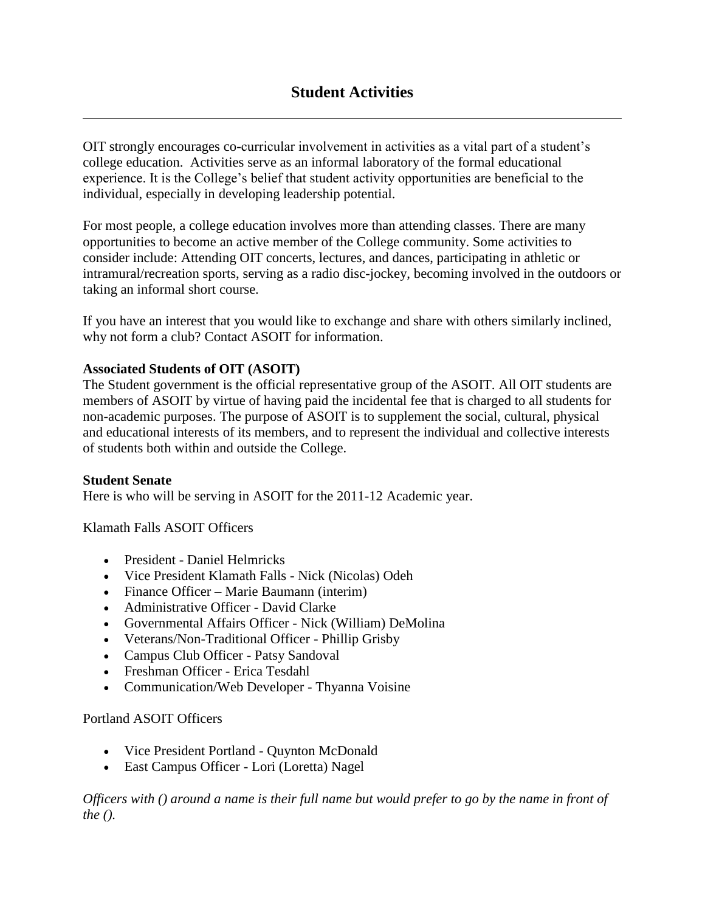# Student Activities

OIT strongly encourages co-curricular involvement in activities as a vital part of a student's college education. Activities serve as an informal laboratory of the formal educational experience. It is the College's belief that student activity opportunities are beneficial to the individual, especially in developing leadership potential.

For most people, a college education involves more than attending classes. There are many opportunities to become an active member of the College community. Some activities to consider include: Attending OIT concerts, lectures, and dances, participating in athletic or intramural/recreation sports, serving as a radio disc-jockey, becoming involved in the outdoors or taking an informal short course.

If you have an interest that you would like to exchange and share with others similarly inclined, why not form a club? Contact ASOIT for information.

**Associated Students of OIT (ASOIT)**
The Student government is the official representative group of the ASOIT. All OIT students are members of ASOIT by virtue of having paid the incidental fee that is charged to all students for non-academic purposes. The purpose of ASOIT is to supplement the social, cultural, physical and educational interests of its members, and to represent the individual and collective interests of students both within and outside the College.

**Student Senate**
Here is who will be serving in ASOIT for the 2011-12 Academic year.

Klamath Falls ASOIT Officers

- President - Daniel Helmricks
- Vice President Klamath Falls - Nick (Nicolas) Odeh
- Finance Officer – Marie Baumann (interim)
- Administrative Officer - David Clarke
- Governmental Affairs Officer - Nick (William) DeMolina
- Veterans/Non-Traditional Officer - Phillip Grisby
- Campus Club Officer - Patsy Sandoval
- Freshman Officer - Erica Tesdahl
- Communication/Web Developer - Thyanna Voisine

Portland ASOIT Officers

- Vice President Portland - Quynton McDonald
- East Campus Officer - Lori (Loretta) Nagel

*Officers with () around a name is their full name but would prefer to go by the name in front of the ().*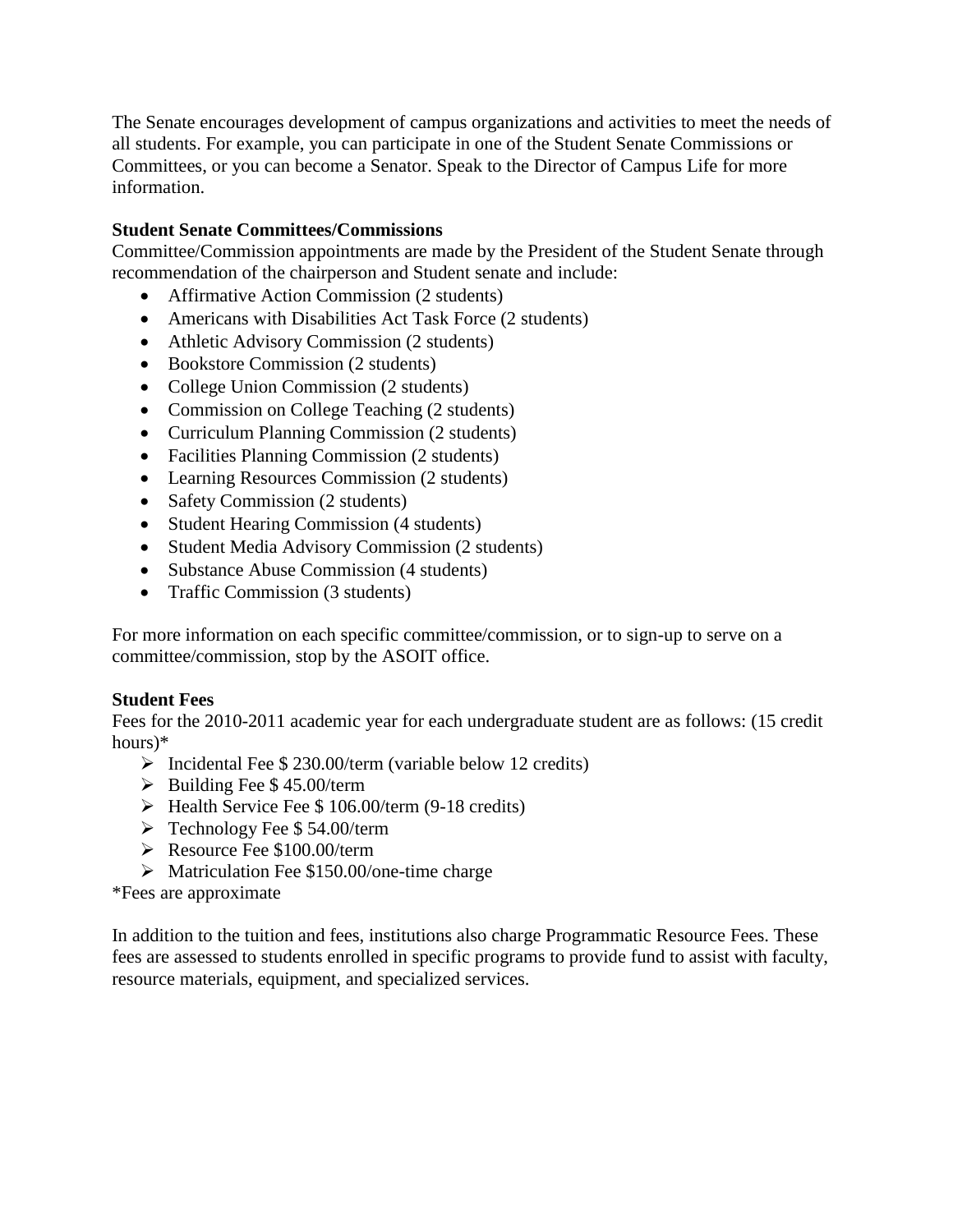The Senate encourages development of campus organizations and activities to meet the needs of all students. For example, you can participate in one of the Student Senate Commissions or Committees, or you can become a Senator. Speak to the Director of Campus Life for more information.

**Student Senate Committees/Commissions**

Committee/Commission appointments are made by the President of the Student Senate through recommendation of the chairperson and Student senate and include:

- Affirmative Action Commission (2 students)
- Americans with Disabilities Act Task Force (2 students)
- Athletic Advisory Commission (2 students)
- Bookstore Commission (2 students)
- College Union Commission (2 students)
- Commission on College Teaching (2 students)
- Curriculum Planning Commission (2 students)
- Facilities Planning Commission (2 students)
- Learning Resources Commission (2 students)
- Safety Commission (2 students)
- Student Hearing Commission (4 students)
- Student Media Advisory Commission (2 students)
- Substance Abuse Commission (4 students)
- Traffic Commission (3 students)

For more information on each specific committee/commission, or to sign-up to serve on a committee/commission, stop by the ASOIT office.

**Student Fees**

Fees for the 2010-2011 academic year for each undergraduate student are as follows: (15 credit hours)*

- Incidental Fee $ 230.00/term (variable below 12 credits)
- Building Fee $ 45.00/term
- Health Service Fee $ 106.00/term (9-18 credits)
- Technology Fee $ 54.00/term
- Resource Fee $100.00/term
- Matriculation Fee $150.00/one-time charge

*Fees are approximate

In addition to the tuition and fees, institutions also charge Programmatic Resource Fees. These fees are assessed to students enrolled in specific programs to provide fund to assist with faculty, resource materials, equipment, and specialized services.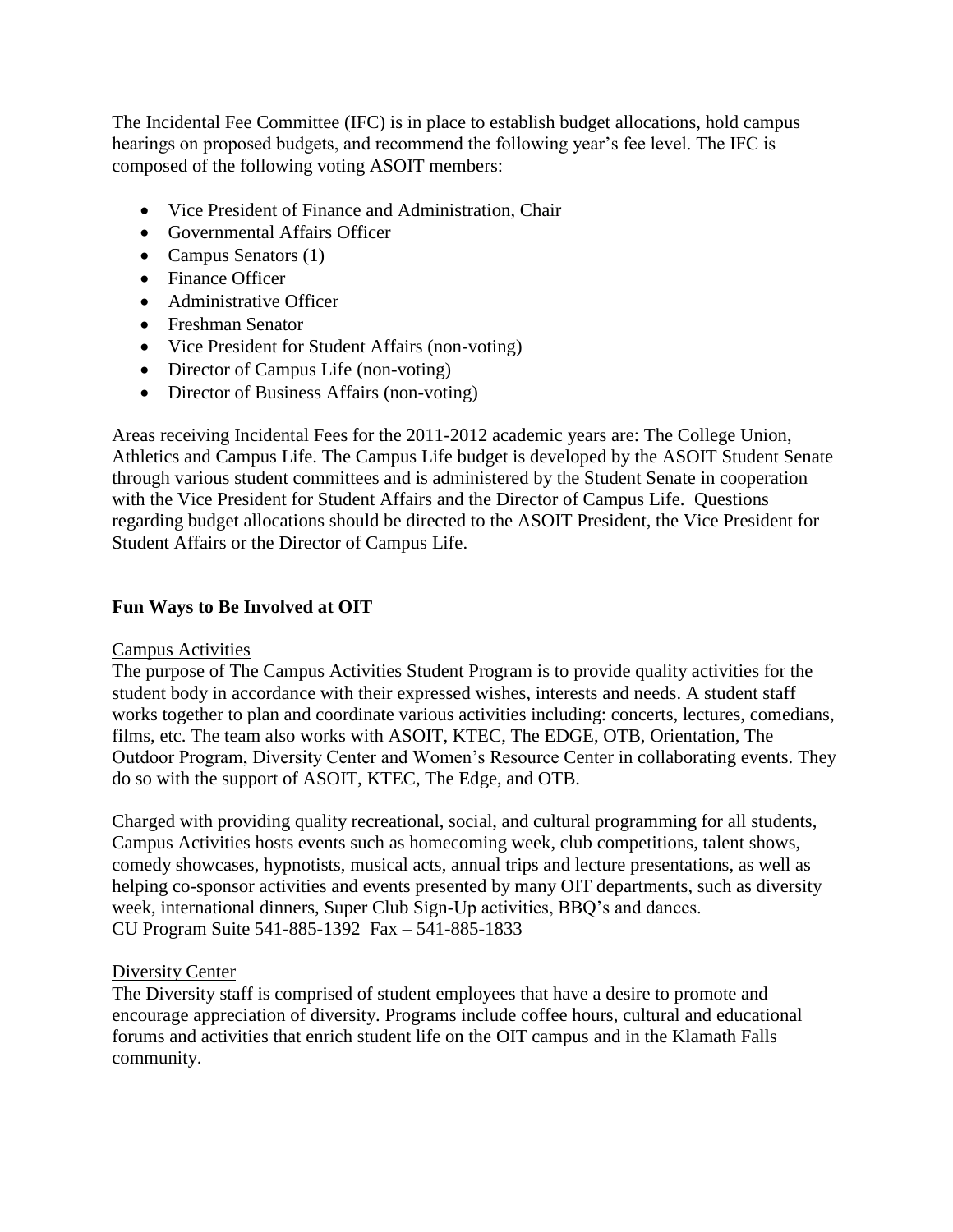The Incidental Fee Committee (IFC) is in place to establish budget allocations, hold campus hearings on proposed budgets, and recommend the following year's fee level. The IFC is composed of the following voting ASOIT members:

- Vice President of Finance and Administration, Chair
- Governmental Affairs Officer
- Campus Senators (1)
- Finance Officer
- Administrative Officer
- Freshman Senator
- Vice President for Student Affairs (non-voting)
- Director of Campus Life (non-voting)
- Director of Business Affairs (non-voting)

Areas receiving Incidental Fees for the 2011-2012 academic years are: The College Union, Athletics and Campus Life. The Campus Life budget is developed by the ASOIT Student Senate through various student committees and is administered by the Student Senate in cooperation with the Vice President for Student Affairs and the Director of Campus Life. Questions regarding budget allocations should be directed to the ASOIT President, the Vice President for Student Affairs or the Director of Campus Life.

## Fun Ways to Be Involved at OIT

### Campus Activities

The purpose of The Campus Activities Student Program is to provide quality activities for the student body in accordance with their expressed wishes, interests and needs. A student staff works together to plan and coordinate various activities including: concerts, lectures, comedians, films, etc. The team also works with ASOIT, KTEC, The EDGE, OTB, Orientation, The Outdoor Program, Diversity Center and Women's Resource Center in collaborating events. They do so with the support of ASOIT, KTEC, The Edge, and OTB.

Charged with providing quality recreational, social, and cultural programming for all students, Campus Activities hosts events such as homecoming week, club competitions, talent shows, comedy showcases, hypnotists, musical acts, annual trips and lecture presentations, as well as helping co-sponsor activities and events presented by many OIT departments, such as diversity week, international dinners, Super Club Sign-Up activities, BBQ's and dances.
CU Program Suite 541-885-1392 Fax – 541-885-1833

### Diversity Center

The Diversity staff is comprised of student employees that have a desire to promote and encourage appreciation of diversity. Programs include coffee hours, cultural and educational forums and activities that enrich student life on the OIT campus and in the Klamath Falls community.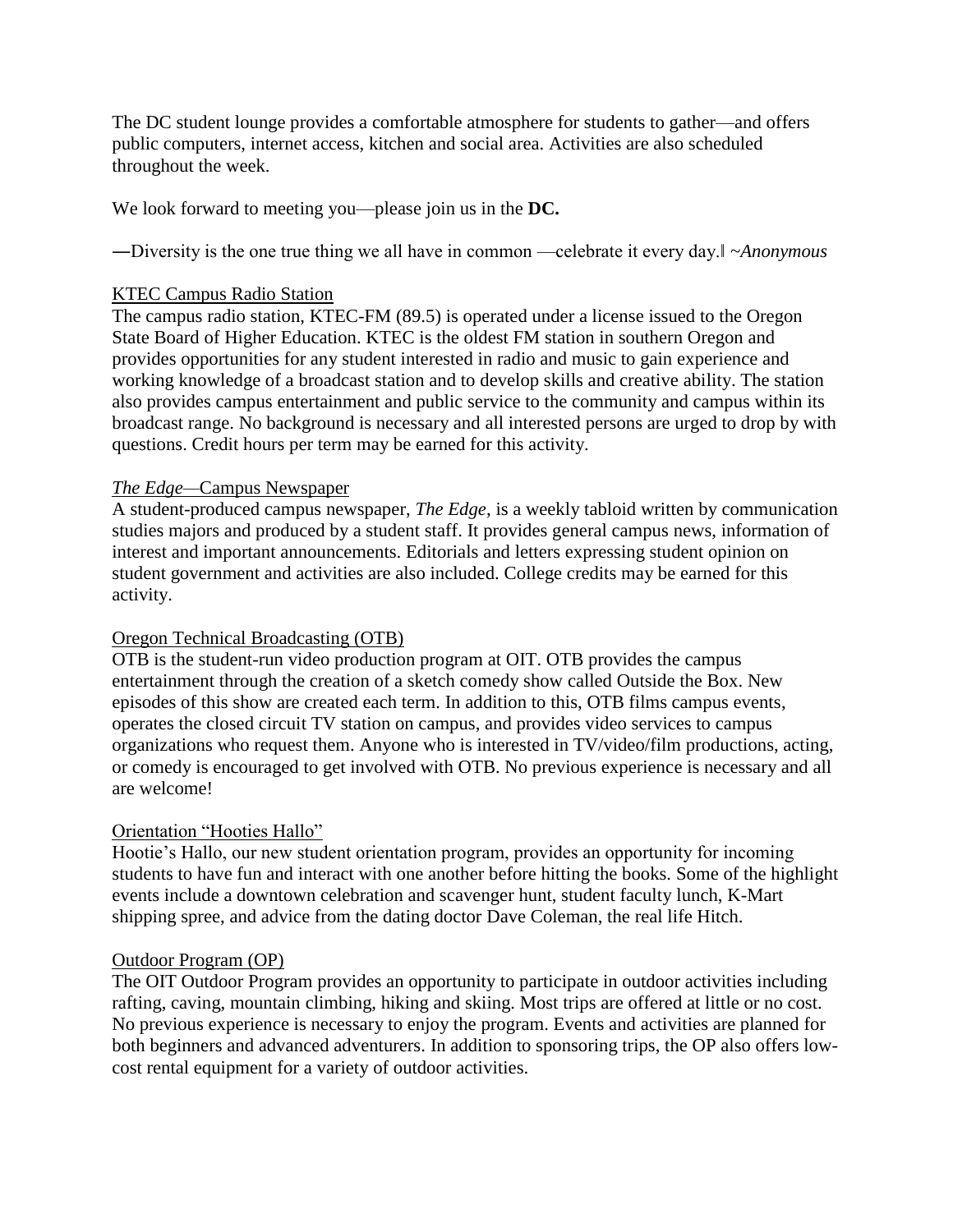The DC student lounge provides a comfortable atmosphere for students to gather—and offers public computers, internet access, kitchen and social area. Activities are also scheduled throughout the week.

We look forward to meeting you—please join us in the **DC.**

―Diversity is the one true thing we all have in common —celebrate it every day.‖ ~*Anonymous*

<u>KTEC Campus Radio Station</u>

The campus radio station, KTEC-FM (89.5) is operated under a license issued to the Oregon State Board of Higher Education. KTEC is the oldest FM station in southern Oregon and provides opportunities for any student interested in radio and music to gain experience and working knowledge of a broadcast station and to develop skills and creative ability. The station also provides campus entertainment and public service to the community and campus within its broadcast range. No background is necessary and all interested persons are urged to drop by with questions. Credit hours per term may be earned for this activity.

<u>*The Edge*—Campus Newspaper</u>

A student-produced campus newspaper, *The Edge*, is a weekly tabloid written by communication studies majors and produced by a student staff. It provides general campus news, information of interest and important announcements. Editorials and letters expressing student opinion on student government and activities are also included. College credits may be earned for this activity.

<u>Oregon Technical Broadcasting (OTB)</u>

OTB is the student-run video production program at OIT. OTB provides the campus entertainment through the creation of a sketch comedy show called Outside the Box. New episodes of this show are created each term. In addition to this, OTB films campus events, operates the closed circuit TV station on campus, and provides video services to campus organizations who request them. Anyone who is interested in TV/video/film productions, acting, or comedy is encouraged to get involved with OTB. No previous experience is necessary and all are welcome!

<u>Orientation "Hooties Hallo"</u>

Hootie's Hallo, our new student orientation program, provides an opportunity for incoming students to have fun and interact with one another before hitting the books. Some of the highlight events include a downtown celebration and scavenger hunt, student faculty lunch, K-Mart shipping spree, and advice from the dating doctor Dave Coleman, the real life Hitch.

<u>Outdoor Program (OP)</u>

The OIT Outdoor Program provides an opportunity to participate in outdoor activities including rafting, caving, mountain climbing, hiking and skiing. Most trips are offered at little or no cost. No previous experience is necessary to enjoy the program. Events and activities are planned for both beginners and advanced adventurers. In addition to sponsoring trips, the OP also offers low-cost rental equipment for a variety of outdoor activities.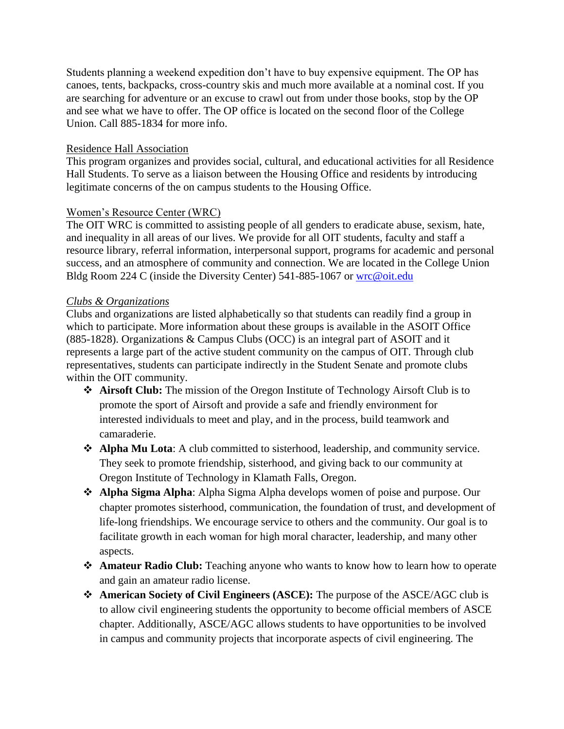Students planning a weekend expedition don't have to buy expensive equipment. The OP has canoes, tents, backpacks, cross-country skis and much more available at a nominal cost. If you are searching for adventure or an excuse to crawl out from under those books, stop by the OP and see what we have to offer. The OP office is located on the second floor of the College Union. Call 885-1834 for more info.

<u>Residence Hall Association</u>

This program organizes and provides social, cultural, and educational activities for all Residence Hall Students. To serve as a liaison between the Housing Office and residents by introducing legitimate concerns of the on campus students to the Housing Office.

<u>Women's Resource Center (WRC)</u>

The OIT WRC is committed to assisting people of all genders to eradicate abuse, sexism, hate, and inequality in all areas of our lives. We provide for all OIT students, faculty and staff a resource library, referral information, interpersonal support, programs for academic and personal success, and an atmosphere of community and connection. We are located in the College Union Bldg Room 224 C (inside the Diversity Center) 541-885-1067 or wrc@oit.edu

*Clubs & Organizations*

Clubs and organizations are listed alphabetically so that students can readily find a group in which to participate. More information about these groups is available in the ASOIT Office (885-1828). Organizations & Campus Clubs (OCC) is an integral part of ASOIT and it represents a large part of the active student community on the campus of OIT. Through club representatives, students can participate indirectly in the Student Senate and promote clubs within the OIT community.

- **Airsoft Club:** The mission of the Oregon Institute of Technology Airsoft Club is to promote the sport of Airsoft and provide a safe and friendly environment for interested individuals to meet and play, and in the process, build teamwork and camaraderie.
- **Alpha Mu Lota**: A club committed to sisterhood, leadership, and community service. They seek to promote friendship, sisterhood, and giving back to our community at Oregon Institute of Technology in Klamath Falls, Oregon.
- **Alpha Sigma Alpha**: Alpha Sigma Alpha develops women of poise and purpose. Our chapter promotes sisterhood, communication, the foundation of trust, and development of life-long friendships. We encourage service to others and the community. Our goal is to facilitate growth in each woman for high moral character, leadership, and many other aspects.
- **Amateur Radio Club:** Teaching anyone who wants to know how to learn how to operate and gain an amateur radio license.
- **American Society of Civil Engineers (ASCE):** The purpose of the ASCE/AGC club is to allow civil engineering students the opportunity to become official members of ASCE chapter. Additionally, ASCE/AGC allows students to have opportunities to be involved in campus and community projects that incorporate aspects of civil engineering. The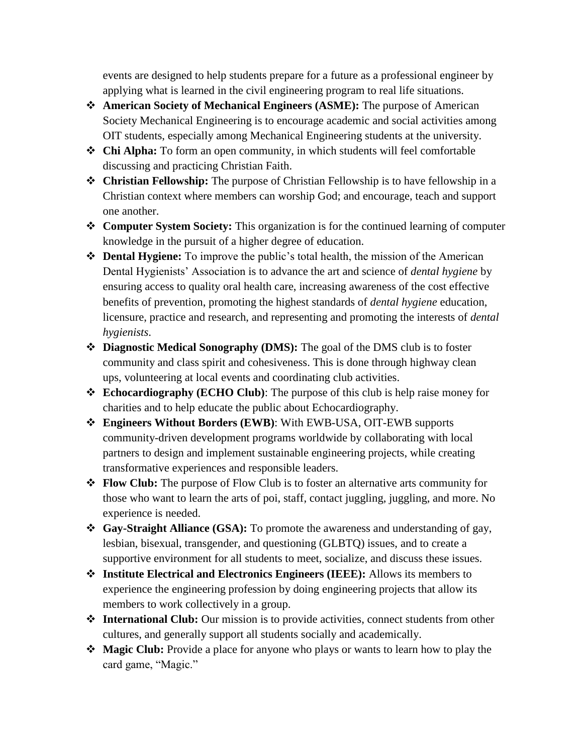events are designed to help students prepare for a future as a professional engineer by applying what is learned in the civil engineering program to real life situations.

- **American Society of Mechanical Engineers (ASME):** The purpose of American Society Mechanical Engineering is to encourage academic and social activities among OIT students, especially among Mechanical Engineering students at the university.
- **Chi Alpha:** To form an open community, in which students will feel comfortable discussing and practicing Christian Faith.
- **Christian Fellowship:** The purpose of Christian Fellowship is to have fellowship in a Christian context where members can worship God; and encourage, teach and support one another.
- **Computer System Society:** This organization is for the continued learning of computer knowledge in the pursuit of a higher degree of education.
- **Dental Hygiene:** To improve the public's total health, the mission of the American Dental Hygienists' Association is to advance the art and science of *dental hygiene* by ensuring access to quality oral health care, increasing awareness of the cost effective benefits of prevention, promoting the highest standards of *dental hygiene* education, licensure, practice and research, and representing and promoting the interests of *dental hygienists*.
- **Diagnostic Medical Sonography (DMS):** The goal of the DMS club is to foster community and class spirit and cohesiveness. This is done through highway clean ups, volunteering at local events and coordinating club activities.
- **Echocardiography (ECHO Club)**: The purpose of this club is help raise money for charities and to help educate the public about Echocardiography.
- **Engineers Without Borders (EWB)**: With EWB-USA, OIT-EWB supports community-driven development programs worldwide by collaborating with local partners to design and implement sustainable engineering projects, while creating transformative experiences and responsible leaders.
- **Flow Club:** The purpose of Flow Club is to foster an alternative arts community for those who want to learn the arts of poi, staff, contact juggling, juggling, and more. No experience is needed.
- **Gay-Straight Alliance (GSA):** To promote the awareness and understanding of gay, lesbian, bisexual, transgender, and questioning (GLBTQ) issues, and to create a supportive environment for all students to meet, socialize, and discuss these issues.
- **Institute Electrical and Electronics Engineers (IEEE):** Allows its members to experience the engineering profession by doing engineering projects that allow its members to work collectively in a group.
- **International Club:** Our mission is to provide activities, connect students from other cultures, and generally support all students socially and academically.
- **Magic Club:** Provide a place for anyone who plays or wants to learn how to play the card game, "Magic."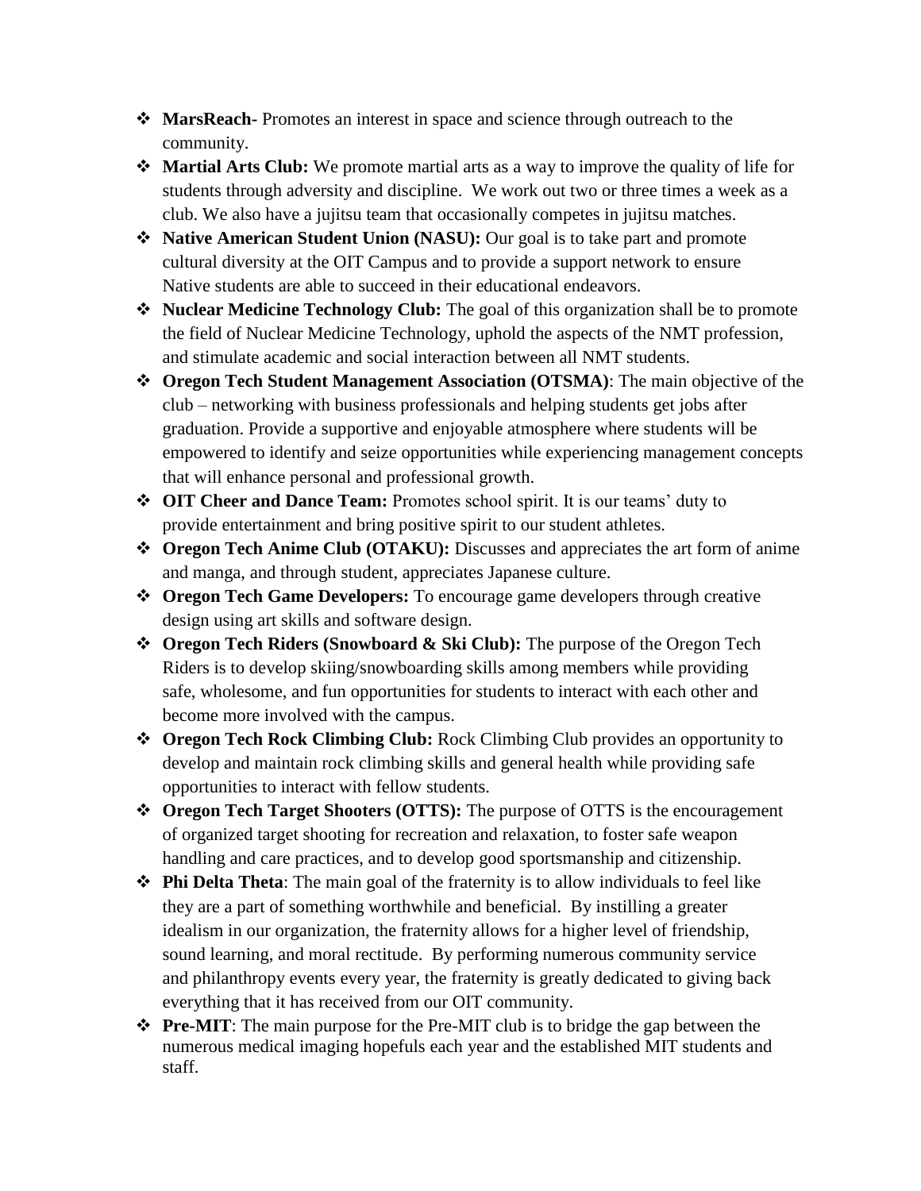- **MarsReach-** Promotes an interest in space and science through outreach to the community.
- **Martial Arts Club:** We promote martial arts as a way to improve the quality of life for students through adversity and discipline. We work out two or three times a week as a club. We also have a jujitsu team that occasionally competes in jujitsu matches.
- **Native American Student Union (NASU):** Our goal is to take part and promote cultural diversity at the OIT Campus and to provide a support network to ensure Native students are able to succeed in their educational endeavors.
- **Nuclear Medicine Technology Club:** The goal of this organization shall be to promote the field of Nuclear Medicine Technology, uphold the aspects of the NMT profession, and stimulate academic and social interaction between all NMT students.
- **Oregon Tech Student Management Association (OTSMA)**: The main objective of the club – networking with business professionals and helping students get jobs after graduation. Provide a supportive and enjoyable atmosphere where students will be empowered to identify and seize opportunities while experiencing management concepts that will enhance personal and professional growth.
- **OIT Cheer and Dance Team:** Promotes school spirit. It is our teams' duty to provide entertainment and bring positive spirit to our student athletes.
- **Oregon Tech Anime Club (OTAKU):** Discusses and appreciates the art form of anime and manga, and through student, appreciates Japanese culture.
- **Oregon Tech Game Developers:** To encourage game developers through creative design using art skills and software design.
- **Oregon Tech Riders (Snowboard & Ski Club):** The purpose of the Oregon Tech Riders is to develop skiing/snowboarding skills among members while providing safe, wholesome, and fun opportunities for students to interact with each other and become more involved with the campus.
- **Oregon Tech Rock Climbing Club:** Rock Climbing Club provides an opportunity to develop and maintain rock climbing skills and general health while providing safe opportunities to interact with fellow students.
- **Oregon Tech Target Shooters (OTTS):** The purpose of OTTS is the encouragement of organized target shooting for recreation and relaxation, to foster safe weapon handling and care practices, and to develop good sportsmanship and citizenship.
- **Phi Delta Theta**: The main goal of the fraternity is to allow individuals to feel like they are a part of something worthwhile and beneficial. By instilling a greater idealism in our organization, the fraternity allows for a higher level of friendship, sound learning, and moral rectitude. By performing numerous community service and philanthropy events every year, the fraternity is greatly dedicated to giving back everything that it has received from our OIT community.
- **Pre-MIT**: The main purpose for the Pre-MIT club is to bridge the gap between the numerous medical imaging hopefuls each year and the established MIT students and staff.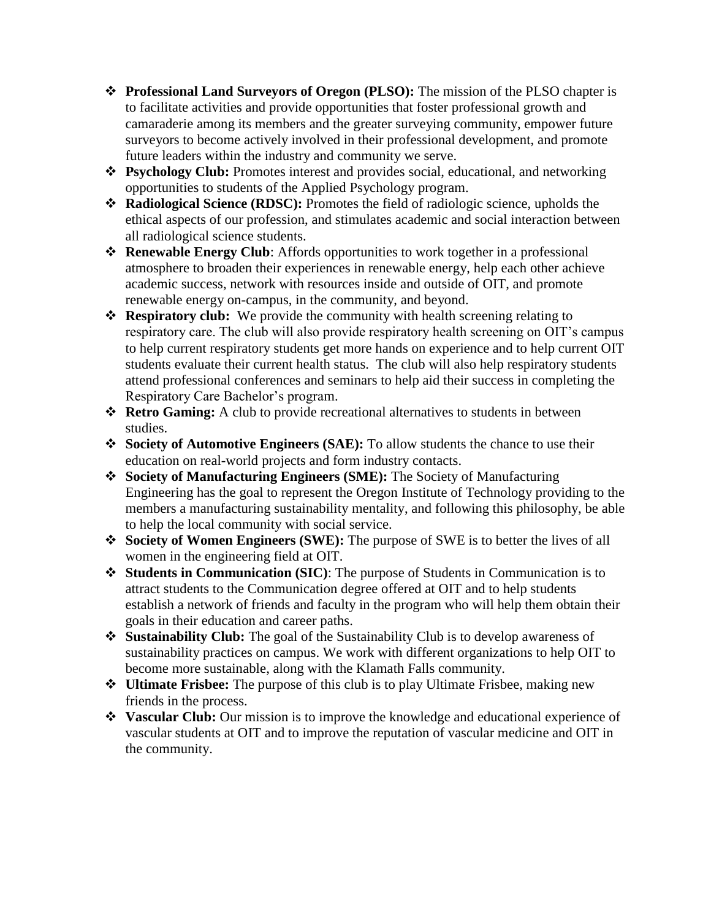- **Professional Land Surveyors of Oregon (PLSO):** The mission of the PLSO chapter is to facilitate activities and provide opportunities that foster professional growth and camaraderie among its members and the greater surveying community, empower future surveyors to become actively involved in their professional development, and promote future leaders within the industry and community we serve.
- **Psychology Club:** Promotes interest and provides social, educational, and networking opportunities to students of the Applied Psychology program.
- **Radiological Science (RDSC):** Promotes the field of radiologic science, upholds the ethical aspects of our profession, and stimulates academic and social interaction between all radiological science students.
- **Renewable Energy Club**: Affords opportunities to work together in a professional atmosphere to broaden their experiences in renewable energy, help each other achieve academic success, network with resources inside and outside of OIT, and promote renewable energy on-campus, in the community, and beyond.
- **Respiratory club:** We provide the community with health screening relating to respiratory care. The club will also provide respiratory health screening on OIT's campus to help current respiratory students get more hands on experience and to help current OIT students evaluate their current health status. The club will also help respiratory students attend professional conferences and seminars to help aid their success in completing the Respiratory Care Bachelor's program.
- **Retro Gaming:** A club to provide recreational alternatives to students in between studies.
- **Society of Automotive Engineers (SAE):** To allow students the chance to use their education on real-world projects and form industry contacts.
- **Society of Manufacturing Engineers (SME):** The Society of Manufacturing Engineering has the goal to represent the Oregon Institute of Technology providing to the members a manufacturing sustainability mentality, and following this philosophy, be able to help the local community with social service.
- **Society of Women Engineers (SWE):** The purpose of SWE is to better the lives of all women in the engineering field at OIT.
- **Students in Communication (SIC)**: The purpose of Students in Communication is to attract students to the Communication degree offered at OIT and to help students establish a network of friends and faculty in the program who will help them obtain their goals in their education and career paths.
- **Sustainability Club:** The goal of the Sustainability Club is to develop awareness of sustainability practices on campus. We work with different organizations to help OIT to become more sustainable, along with the Klamath Falls community.
- **Ultimate Frisbee:** The purpose of this club is to play Ultimate Frisbee, making new friends in the process.
- **Vascular Club:** Our mission is to improve the knowledge and educational experience of vascular students at OIT and to improve the reputation of vascular medicine and OIT in the community.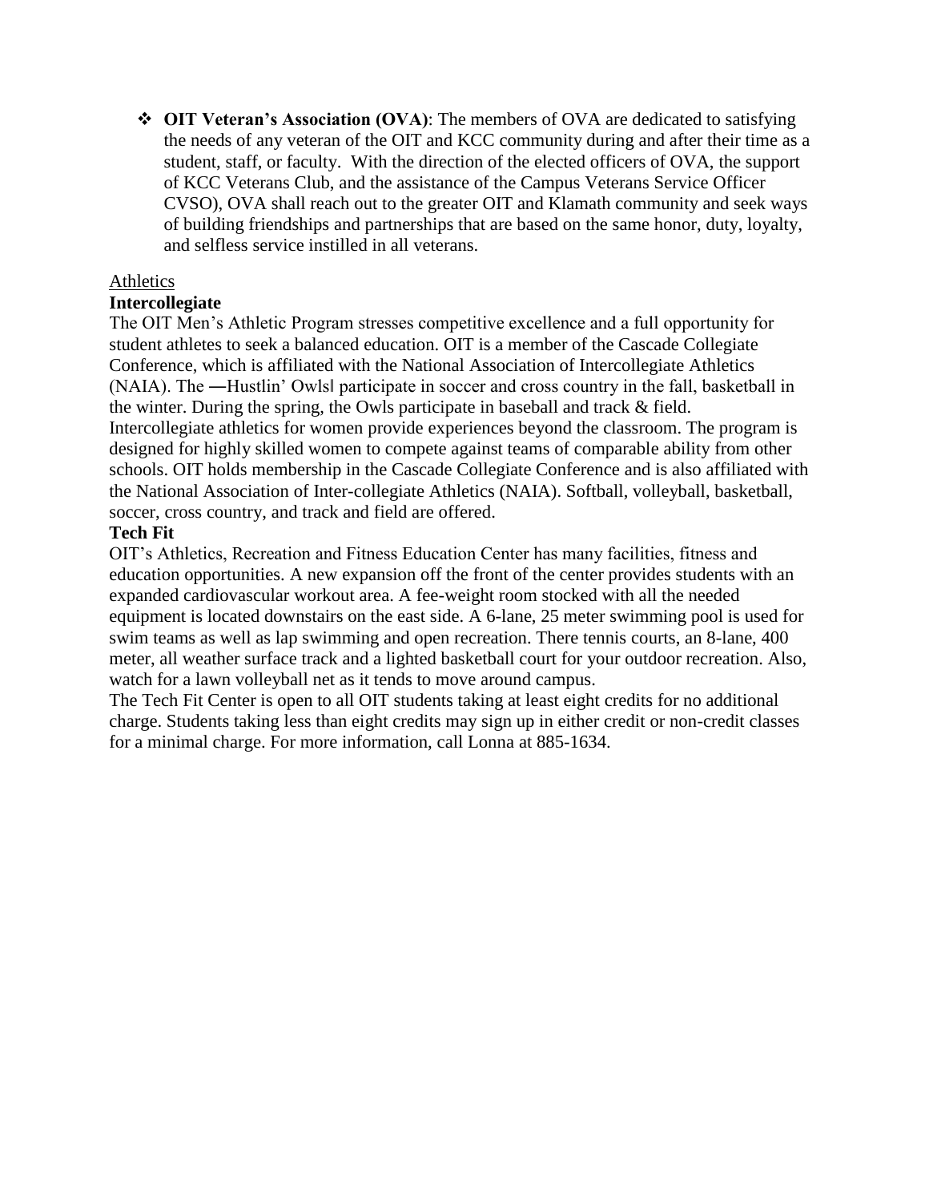- **OIT Veteran's Association (OVA)**: The members of OVA are dedicated to satisfying the needs of any veteran of the OIT and KCC community during and after their time as a student, staff, or faculty. With the direction of the elected officers of OVA, the support of KCC Veterans Club, and the assistance of the Campus Veterans Service Officer CVSO), OVA shall reach out to the greater OIT and Klamath community and seek ways of building friendships and partnerships that are based on the same honor, duty, loyalty, and selfless service instilled in all veterans.

Athletics

**Intercollegiate**

The OIT Men's Athletic Program stresses competitive excellence and a full opportunity for student athletes to seek a balanced education. OIT is a member of the Cascade Collegiate Conference, which is affiliated with the National Association of Intercollegiate Athletics (NAIA). The ―Hustlin' Owls‖ participate in soccer and cross country in the fall, basketball in the winter. During the spring, the Owls participate in baseball and track & field. Intercollegiate athletics for women provide experiences beyond the classroom. The program is designed for highly skilled women to compete against teams of comparable ability from other schools. OIT holds membership in the Cascade Collegiate Conference and is also affiliated with the National Association of Inter-collegiate Athletics (NAIA). Softball, volleyball, basketball, soccer, cross country, and track and field are offered.

**Tech Fit**

OIT's Athletics, Recreation and Fitness Education Center has many facilities, fitness and education opportunities. A new expansion off the front of the center provides students with an expanded cardiovascular workout area. A fee-weight room stocked with all the needed equipment is located downstairs on the east side. A 6-lane, 25 meter swimming pool is used for swim teams as well as lap swimming and open recreation. There tennis courts, an 8-lane, 400 meter, all weather surface track and a lighted basketball court for your outdoor recreation. Also, watch for a lawn volleyball net as it tends to move around campus.

The Tech Fit Center is open to all OIT students taking at least eight credits for no additional charge. Students taking less than eight credits may sign up in either credit or non-credit classes for a minimal charge. For more information, call Lonna at 885-1634.